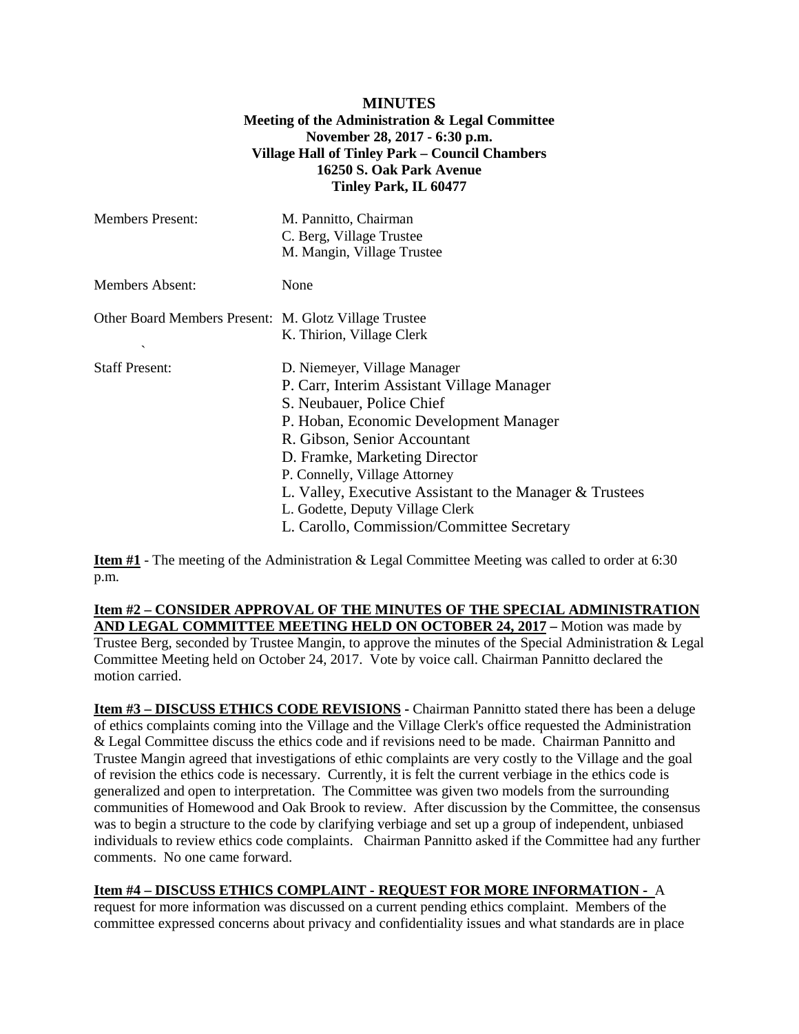**MINUTES**
**Meeting of the Administration & Legal Committee**
**November 28, 2017 - 6:30 p.m.**
**Village Hall of Tinley Park – Council Chambers**
**16250 S. Oak Park Avenue**
**Tinley Park, IL 60477**

| | |
|---|---|
| Members Present: | M. Pannitto, Chairman<br>C. Berg, Village Trustee<br>M. Mangin, Village Trustee |
| Members Absent: | None |
| Other Board Members Present: | M. Glotz Village Trustee<br>K. Thirion, Village Clerk |
| Staff Present: | D. Niemeyer, Village Manager<br>P. Carr, Interim Assistant Village Manager<br>S. Neubauer, Police Chief<br>P. Hoban, Economic Development Manager<br>R. Gibson, Senior Accountant<br>D. Framke, Marketing Director<br>P. Connelly, Village Attorney<br>L. Valley, Executive Assistant to the Manager & Trustees<br>L. Godette, Deputy Village Clerk<br>L. Carollo, Commission/Committee Secretary |

**Item #1** - The meeting of the Administration & Legal Committee Meeting was called to order at 6:30 p.m.

**Item #2 – CONSIDER APPROVAL OF THE MINUTES OF THE SPECIAL ADMINISTRATION AND LEGAL COMMITTEE MEETING HELD ON OCTOBER 24, 2017 –** Motion was made by Trustee Berg, seconded by Trustee Mangin, to approve the minutes of the Special Administration & Legal Committee Meeting held on October 24, 2017. Vote by voice call. Chairman Pannitto declared the motion carried.

**Item #3 – DISCUSS ETHICS CODE REVISIONS** - Chairman Pannitto stated there has been a deluge of ethics complaints coming into the Village and the Village Clerk's office requested the Administration & Legal Committee discuss the ethics code and if revisions need to be made. Chairman Pannitto and Trustee Mangin agreed that investigations of ethic complaints are very costly to the Village and the goal of revision the ethics code is necessary. Currently, it is felt the current verbiage in the ethics code is generalized and open to interpretation. The Committee was given two models from the surrounding communities of Homewood and Oak Brook to review. After discussion by the Committee, the consensus was to begin a structure to the code by clarifying verbiage and set up a group of independent, unbiased individuals to review ethics code complaints. Chairman Pannitto asked if the Committee had any further comments. No one came forward.

**Item #4 – DISCUSS ETHICS COMPLAINT - REQUEST FOR MORE INFORMATION -** A request for more information was discussed on a current pending ethics complaint. Members of the committee expressed concerns about privacy and confidentiality issues and what standards are in place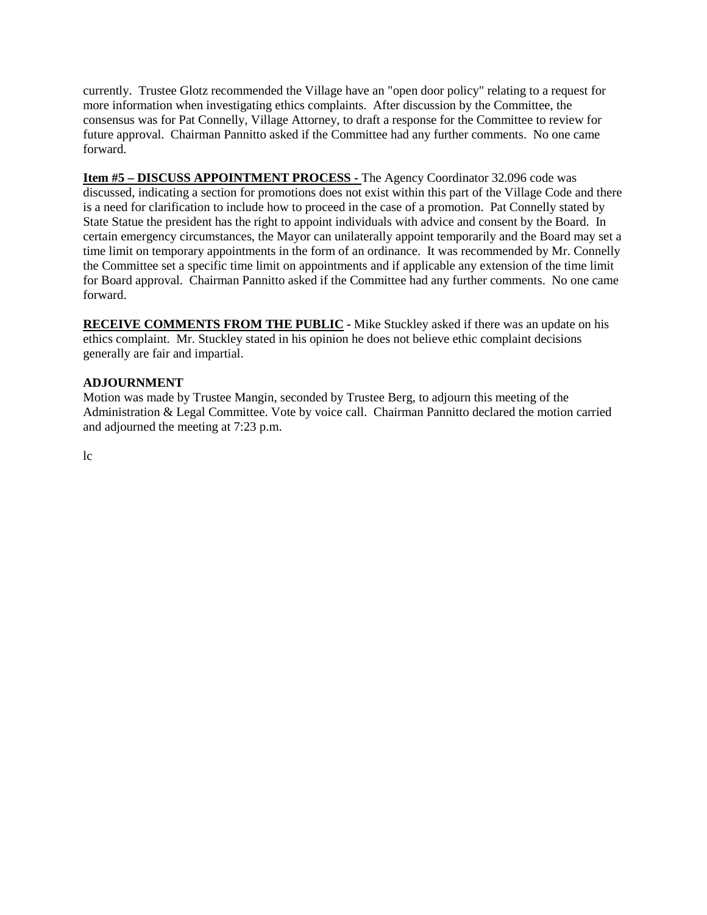currently. Trustee Glotz recommended the Village have an "open door policy" relating to a request for more information when investigating ethics complaints. After discussion by the Committee, the consensus was for Pat Connelly, Village Attorney, to draft a response for the Committee to review for future approval. Chairman Pannitto asked if the Committee had any further comments. No one came forward.

**Item #5 – DISCUSS APPOINTMENT PROCESS -** The Agency Coordinator 32.096 code was discussed, indicating a section for promotions does not exist within this part of the Village Code and there is a need for clarification to include how to proceed in the case of a promotion. Pat Connelly stated by State Statue the president has the right to appoint individuals with advice and consent by the Board. In certain emergency circumstances, the Mayor can unilaterally appoint temporarily and the Board may set a time limit on temporary appointments in the form of an ordinance. It was recommended by Mr. Connelly the Committee set a specific time limit on appointments and if applicable any extension of the time limit for Board approval. Chairman Pannitto asked if the Committee had any further comments. No one came forward.

**RECEIVE COMMENTS FROM THE PUBLIC** - Mike Stuckley asked if there was an update on his ethics complaint. Mr. Stuckley stated in his opinion he does not believe ethic complaint decisions generally are fair and impartial.

**ADJOURNMENT**

Motion was made by Trustee Mangin, seconded by Trustee Berg, to adjourn this meeting of the Administration & Legal Committee. Vote by voice call. Chairman Pannitto declared the motion carried and adjourned the meeting at 7:23 p.m.

lc